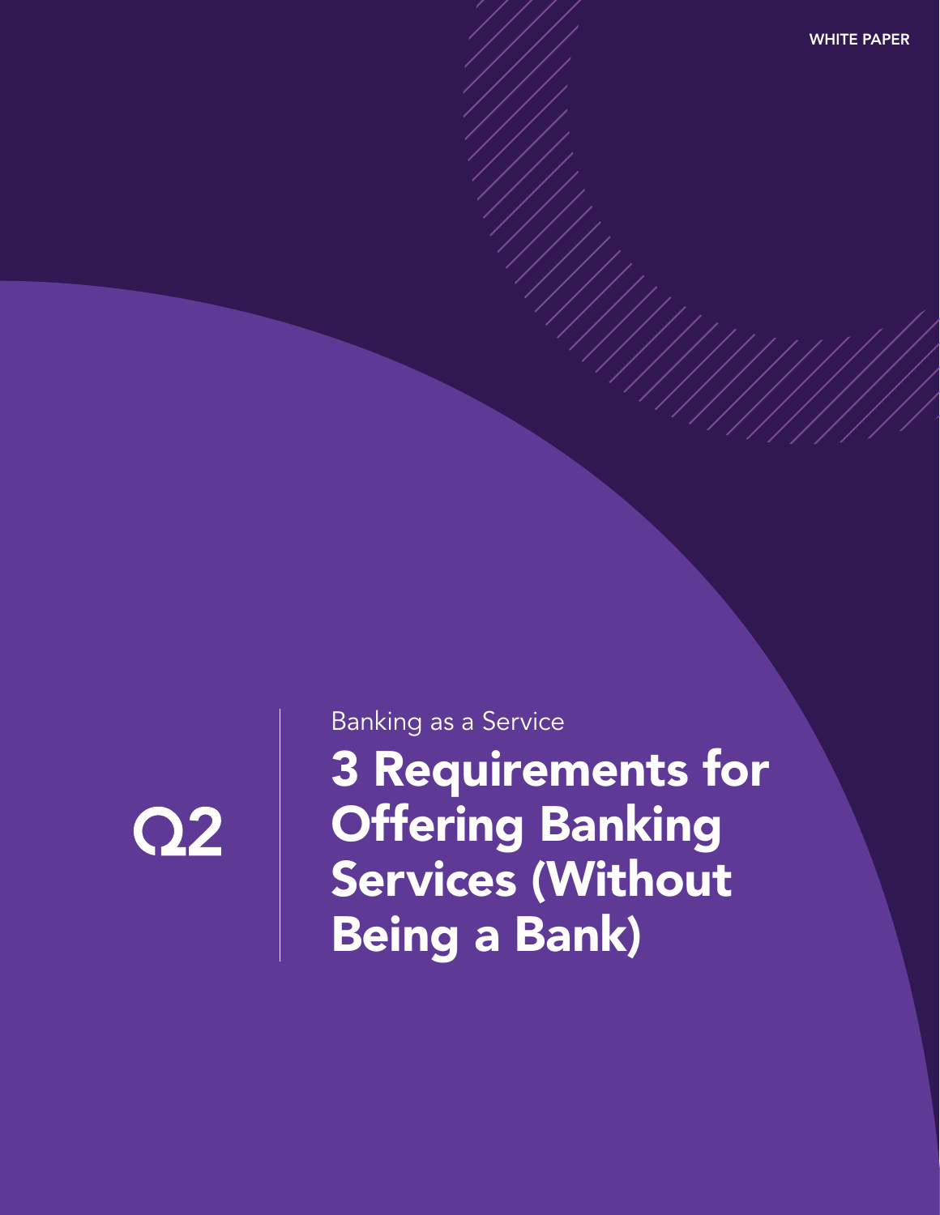WHITE PAPER

Q2

Banking as a Service

# 3 Requirements for Offering Banking Services (Without Being a Bank)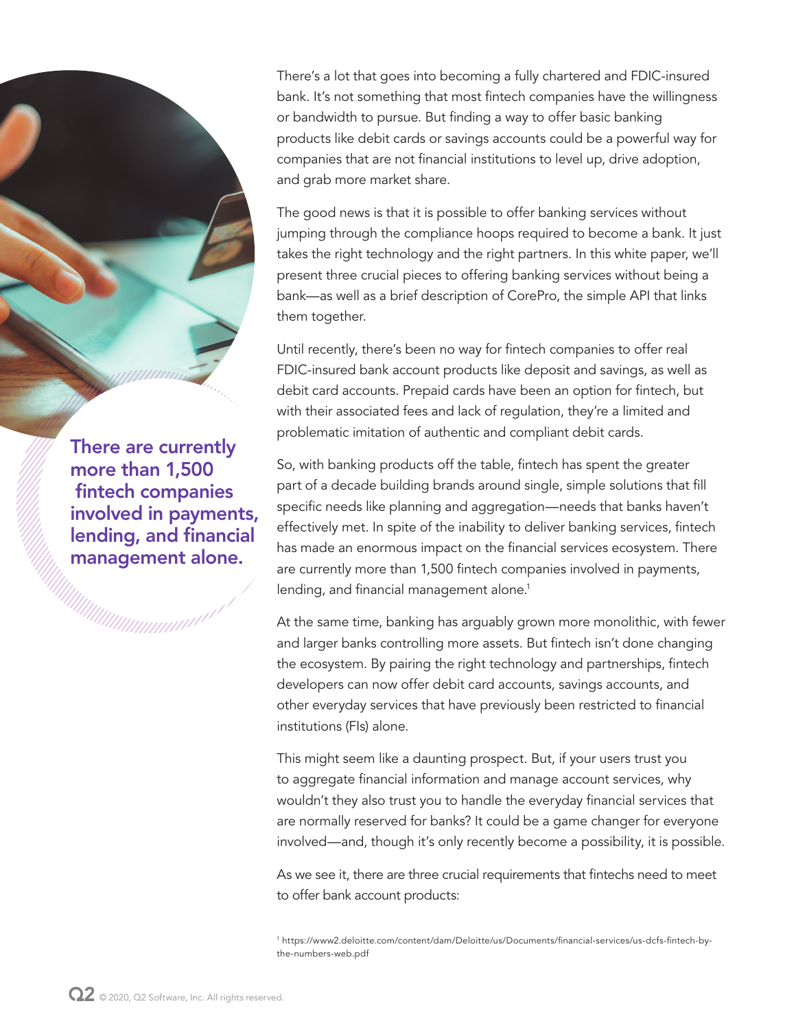There's a lot that goes into becoming a fully chartered and FDIC-insured bank. It's not something that most fintech companies have the willingness or bandwidth to pursue. But finding a way to offer basic banking products like debit cards or savings accounts could be a powerful way for companies that are not financial institutions to level up, drive adoption, and grab more market share.

The good news is that it is possible to offer banking services without jumping through the compliance hoops required to become a bank. It just takes the right technology and the right partners. In this white paper, we'll present three crucial pieces to offering banking services without being a bank—as well as a brief description of CorePro, the simple API that links them together.

Until recently, there's been no way for fintech companies to offer real FDIC-insured bank account products like deposit and savings, as well as debit card accounts. Prepaid cards have been an option for fintech, but with their associated fees and lack of regulation, they're a limited and problematic imitation of authentic and compliant debit cards.

**There are currently more than 1,500 fintech companies involved in payments, lending, and financial management alone.**

So, with banking products off the table, fintech has spent the greater part of a decade building brands around single, simple solutions that fill specific needs like planning and aggregation—needs that banks haven't effectively met. In spite of the inability to deliver banking services, fintech has made an enormous impact on the financial services ecosystem. There are currently more than 1,500 fintech companies involved in payments, lending, and financial management alone.[1]

At the same time, banking has arguably grown more monolithic, with fewer and larger banks controlling more assets. But fintech isn't done changing the ecosystem. By pairing the right technology and partnerships, fintech developers can now offer debit card accounts, savings accounts, and other everyday services that have previously been restricted to financial institutions (FIs) alone.

This might seem like a daunting prospect. But, if your users trust you to aggregate financial information and manage account services, why wouldn't they also trust you to handle the everyday financial services that are normally reserved for banks? It could be a game changer for everyone involved—and, though it's only recently become a possibility, it is possible.

As we see it, there are three crucial requirements that fintechs need to meet to offer bank account products:

[1] https://www2.deloitte.com/content/dam/Deloitte/us/Documents/financial-services/us-dcfs-fintech-by-the-numbers-web.pdf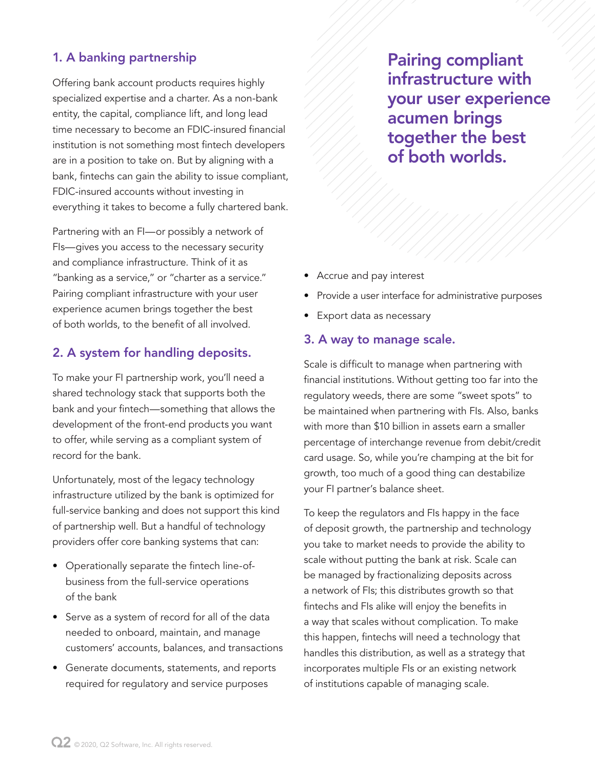## 1. A banking partnership

Offering bank account products requires highly specialized expertise and a charter. As a non-bank entity, the capital, compliance lift, and long lead time necessary to become an FDIC-insured financial institution is not something most fintech developers are in a position to take on. But by aligning with a bank, fintechs can gain the ability to issue compliant, FDIC-insured accounts without investing in everything it takes to become a fully chartered bank.

Partnering with an FI—or possibly a network of FIs—gives you access to the necessary security and compliance infrastructure. Think of it as "banking as a service," or "charter as a service." Pairing compliant infrastructure with your user experience acumen brings together the best of both worlds, to the benefit of all involved.

> **Pairing compliant infrastructure with your user experience acumen brings together the best of both worlds.**

## 2. A system for handling deposits.

To make your FI partnership work, you'll need a shared technology stack that supports both the bank and your fintech—something that allows the development of the front-end products you want to offer, while serving as a compliant system of record for the bank.

Unfortunately, most of the legacy technology infrastructure utilized by the bank is optimized for full-service banking and does not support this kind of partnership well. But a handful of technology providers offer core banking systems that can:

- Operationally separate the fintech line-of-business from the full-service operations of the bank
- Serve as a system of record for all of the data needed to onboard, maintain, and manage customers' accounts, balances, and transactions
- Generate documents, statements, and reports required for regulatory and service purposes
- Accrue and pay interest
- Provide a user interface for administrative purposes
- Export data as necessary

## 3. A way to manage scale.

Scale is difficult to manage when partnering with financial institutions. Without getting too far into the regulatory weeds, there are some "sweet spots" to be maintained when partnering with FIs. Also, banks with more than $10 billion in assets earn a smaller percentage of interchange revenue from debit/credit card usage. So, while you're champing at the bit for growth, too much of a good thing can destabilize your FI partner's balance sheet.

To keep the regulators and FIs happy in the face of deposit growth, the partnership and technology you take to market needs to provide the ability to scale without putting the bank at risk. Scale can be managed by fractionalizing deposits across a network of FIs; this distributes growth so that fintechs and FIs alike will enjoy the benefits in a way that scales without complication. To make this happen, fintechs will need a technology that handles this distribution, as well as a strategy that incorporates multiple FIs or an existing network of institutions capable of managing scale.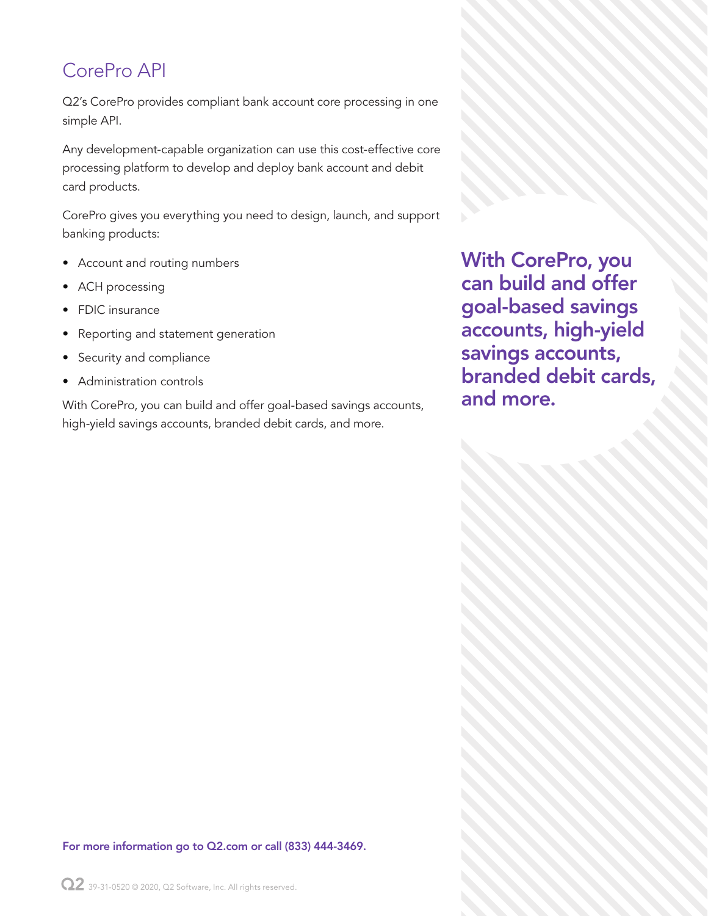## CorePro API

Q2's CorePro provides compliant bank account core processing in one simple API.

Any development-capable organization can use this cost-effective core processing platform to develop and deploy bank account and debit card products.

CorePro gives you everything you need to design, launch, and support banking products:

- Account and routing numbers
- ACH processing
- FDIC insurance
- Reporting and statement generation
- Security and compliance
- Administration controls

With CorePro, you can build and offer goal-based savings accounts, high-yield savings accounts, branded debit cards, and more.

**With CorePro, you can build and offer goal-based savings accounts, high-yield savings accounts, branded debit cards, and more.**

**For more information go to Q2.com or call (833) 444-3469.**

Q2 39-31-0520 © 2020, Q2 Software, Inc. All rights reserved.